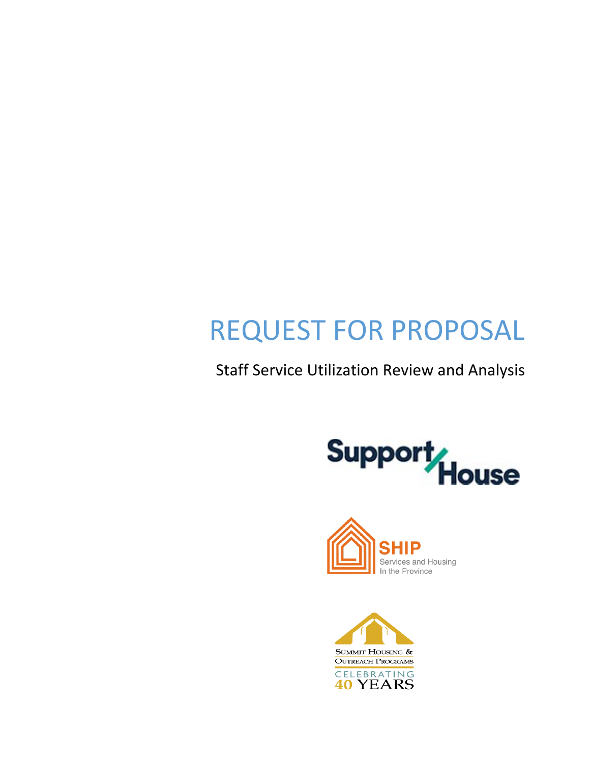# REQUEST FOR PROPOSAL

Staff Service Utilization Review and Analysis

Support House

SHIP
Services and Housing
In the Province

Summit Housing & Outreach Programs
Celebrating 40 Years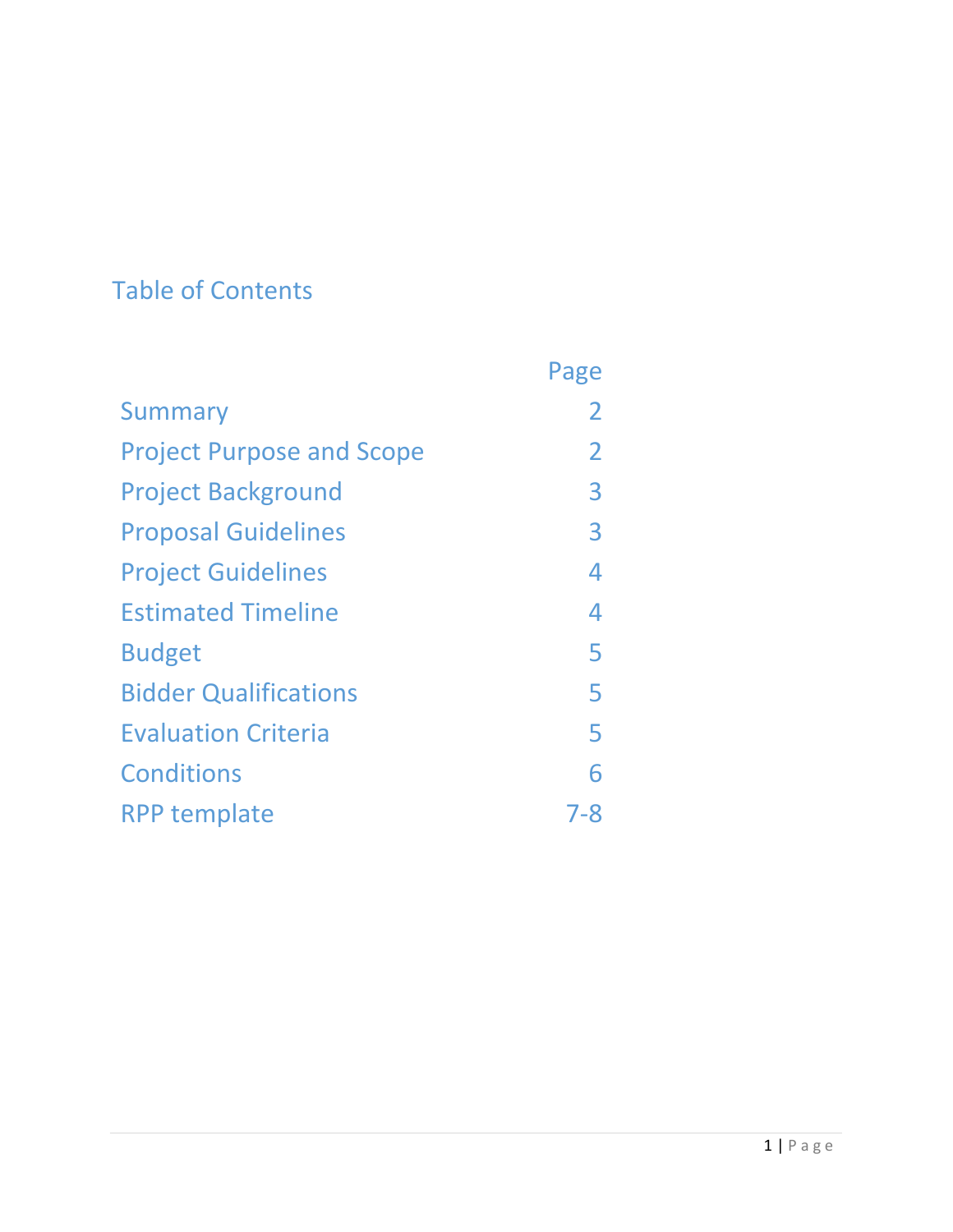# Table of Contents

| | Page |
|---|---|
| Summary | 2 |
| Project Purpose and Scope | 2 |
| Project Background | 3 |
| Proposal Guidelines | 3 |
| Project Guidelines | 4 |
| Estimated Timeline | 4 |
| Budget | 5 |
| Bidder Qualifications | 5 |
| Evaluation Criteria | 5 |
| Conditions | 6 |
| RPP template | 7-8 |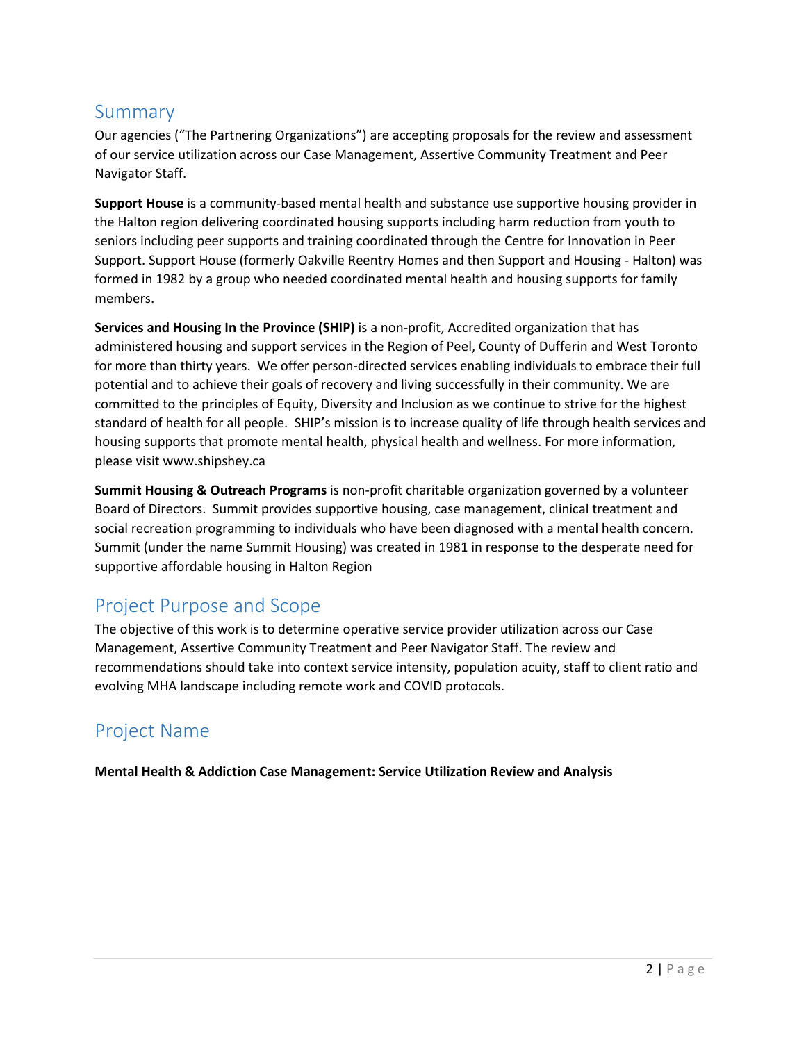## Summary

Our agencies ("The Partnering Organizations") are accepting proposals for the review and assessment of our service utilization across our Case Management, Assertive Community Treatment and Peer Navigator Staff.

**Support House** is a community-based mental health and substance use supportive housing provider in the Halton region delivering coordinated housing supports including harm reduction from youth to seniors including peer supports and training coordinated through the Centre for Innovation in Peer Support. Support House (formerly Oakville Reentry Homes and then Support and Housing - Halton) was formed in 1982 by a group who needed coordinated mental health and housing supports for family members.

**Services and Housing In the Province (SHIP)** is a non-profit, Accredited organization that has administered housing and support services in the Region of Peel, County of Dufferin and West Toronto for more than thirty years. We offer person-directed services enabling individuals to embrace their full potential and to achieve their goals of recovery and living successfully in their community. We are committed to the principles of Equity, Diversity and Inclusion as we continue to strive for the highest standard of health for all people. SHIP's mission is to increase quality of life through health services and housing supports that promote mental health, physical health and wellness. For more information, please visit www.shipshey.ca

**Summit Housing & Outreach Programs** is non-profit charitable organization governed by a volunteer Board of Directors. Summit provides supportive housing, case management, clinical treatment and social recreation programming to individuals who have been diagnosed with a mental health concern. Summit (under the name Summit Housing) was created in 1981 in response to the desperate need for supportive affordable housing in Halton Region

## Project Purpose and Scope

The objective of this work is to determine operative service provider utilization across our Case Management, Assertive Community Treatment and Peer Navigator Staff. The review and recommendations should take into context service intensity, population acuity, staff to client ratio and evolving MHA landscape including remote work and COVID protocols.

## Project Name

**Mental Health & Addiction Case Management: Service Utilization Review and Analysis**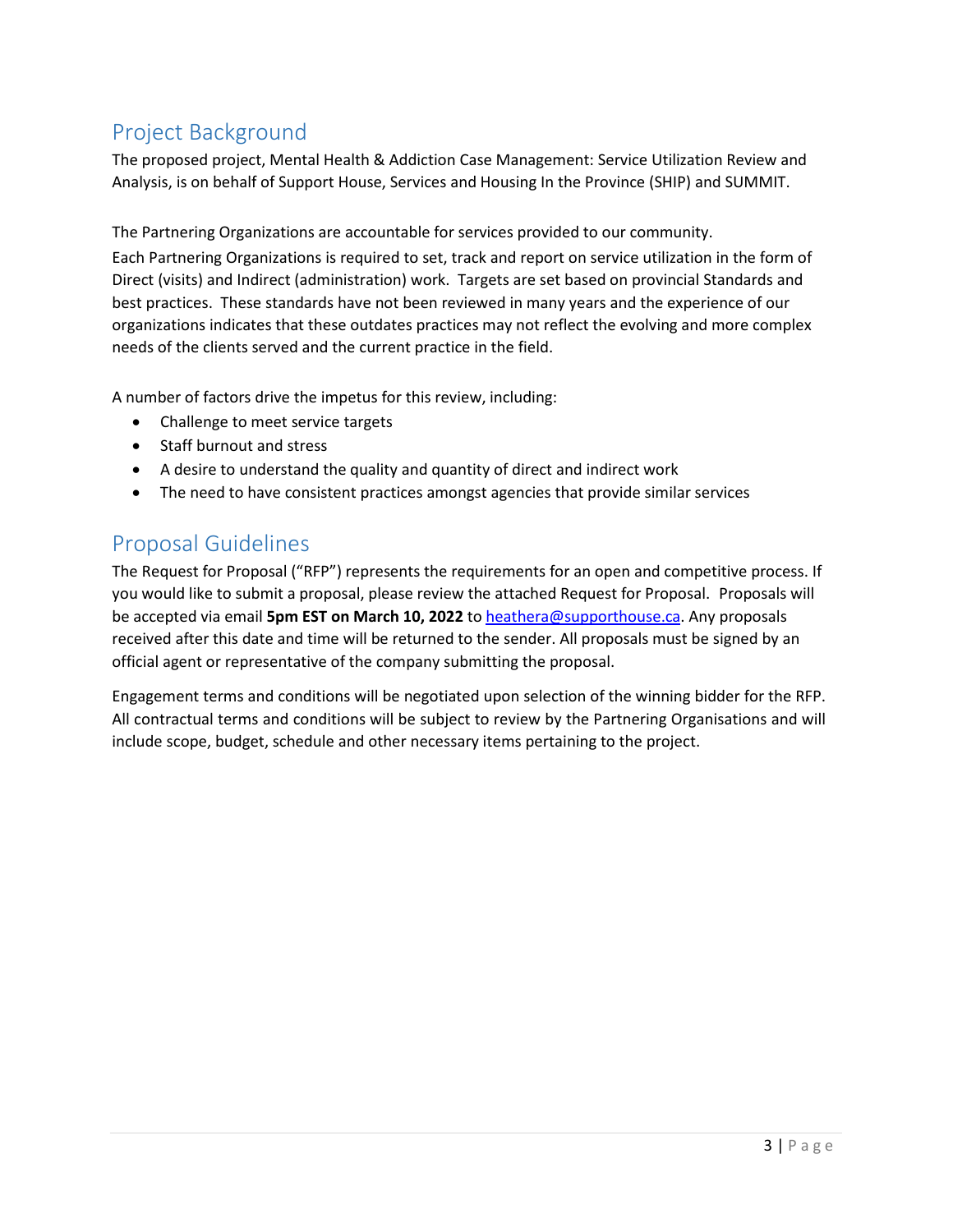## Project Background

The proposed project, Mental Health & Addiction Case Management: Service Utilization Review and Analysis, is on behalf of Support House, Services and Housing In the Province (SHIP) and SUMMIT.

The Partnering Organizations are accountable for services provided to our community.
Each Partnering Organizations is required to set, track and report on service utilization in the form of Direct (visits) and Indirect (administration) work. Targets are set based on provincial Standards and best practices. These standards have not been reviewed in many years and the experience of our organizations indicates that these outdates practices may not reflect the evolving and more complex needs of the clients served and the current practice in the field.

A number of factors drive the impetus for this review, including:

- Challenge to meet service targets
- Staff burnout and stress
- A desire to understand the quality and quantity of direct and indirect work
- The need to have consistent practices amongst agencies that provide similar services

## Proposal Guidelines

The Request for Proposal ("RFP") represents the requirements for an open and competitive process. If you would like to submit a proposal, please review the attached Request for Proposal. Proposals will be accepted via email **5pm EST on March 10, 2022** to heathera@supporthouse.ca. Any proposals received after this date and time will be returned to the sender. All proposals must be signed by an official agent or representative of the company submitting the proposal.

Engagement terms and conditions will be negotiated upon selection of the winning bidder for the RFP. All contractual terms and conditions will be subject to review by the Partnering Organisations and will include scope, budget, schedule and other necessary items pertaining to the project.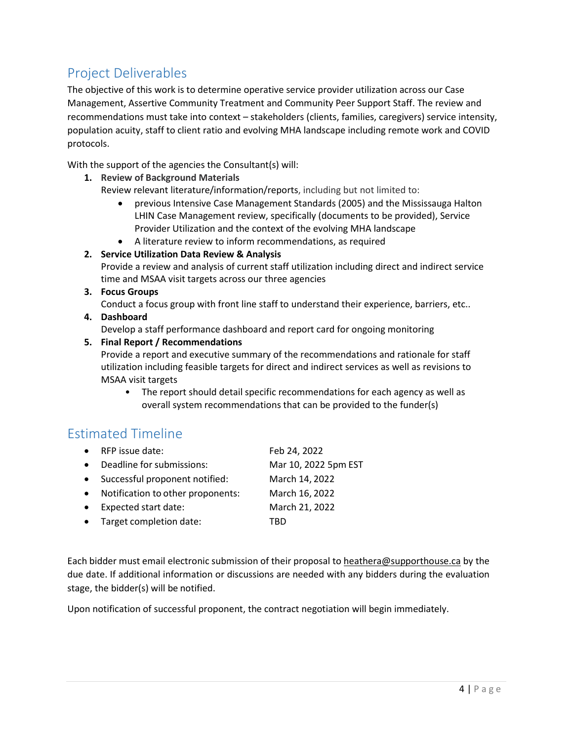## Project Deliverables

The objective of this work is to determine operative service provider utilization across our Case Management, Assertive Community Treatment and Community Peer Support Staff. The review and recommendations must take into context – stakeholders (clients, families, caregivers) service intensity, population acuity, staff to client ratio and evolving MHA landscape including remote work and COVID protocols.

With the support of the agencies the Consultant(s) will:

1. **Review of Background Materials**
   Review relevant literature/information/reports, including but not limited to:
   - previous Intensive Case Management Standards (2005) and the Mississauga Halton LHIN Case Management review, specifically (documents to be provided), Service Provider Utilization and the context of the evolving MHA landscape
   - A literature review to inform recommendations, as required
2. **Service Utilization Data Review & Analysis**
   Provide a review and analysis of current staff utilization including direct and indirect service time and MSAA visit targets across our three agencies
3. **Focus Groups**
   Conduct a focus group with front line staff to understand their experience, barriers, etc..
4. **Dashboard**
   Develop a staff performance dashboard and report card for ongoing monitoring
5. **Final Report / Recommendations**
   Provide a report and executive summary of the recommendations and rationale for staff utilization including feasible targets for direct and indirect services as well as revisions to MSAA visit targets
   - The report should detail specific recommendations for each agency as well as overall system recommendations that can be provided to the funder(s)

## Estimated Timeline

- RFP issue date: Feb 24, 2022
- Deadline for submissions: Mar 10, 2022 5pm EST
- Successful proponent notified: March 14, 2022
- Notification to other proponents: March 16, 2022
- Expected start date: March 21, 2022
- Target completion date: TBD

Each bidder must email electronic submission of their proposal to heathera@supporthouse.ca by the due date. If additional information or discussions are needed with any bidders during the evaluation stage, the bidder(s) will be notified.

Upon notification of successful proponent, the contract negotiation will begin immediately.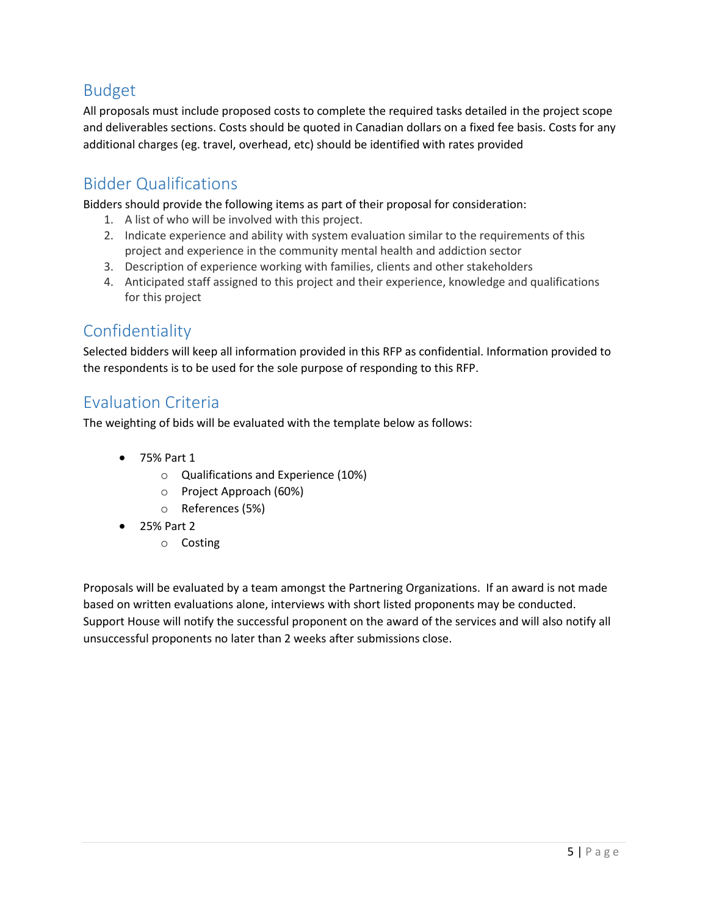## Budget

All proposals must include proposed costs to complete the required tasks detailed in the project scope and deliverables sections. Costs should be quoted in Canadian dollars on a fixed fee basis. Costs for any additional charges (eg. travel, overhead, etc) should be identified with rates provided

## Bidder Qualifications

Bidders should provide the following items as part of their proposal for consideration:

1. A list of who will be involved with this project.
2. Indicate experience and ability with system evaluation similar to the requirements of this project and experience in the community mental health and addiction sector
3. Description of experience working with families, clients and other stakeholders
4. Anticipated staff assigned to this project and their experience, knowledge and qualifications for this project

## Confidentiality

Selected bidders will keep all information provided in this RFP as confidential. Information provided to the respondents is to be used for the sole purpose of responding to this RFP.

## Evaluation Criteria

The weighting of bids will be evaluated with the template below as follows:

- 75% Part 1
  - Qualifications and Experience (10%)
  - Project Approach (60%)
  - References (5%)
- 25% Part 2
  - Costing

Proposals will be evaluated by a team amongst the Partnering Organizations. If an award is not made based on written evaluations alone, interviews with short listed proponents may be conducted. Support House will notify the successful proponent on the award of the services and will also notify all unsuccessful proponents no later than 2 weeks after submissions close.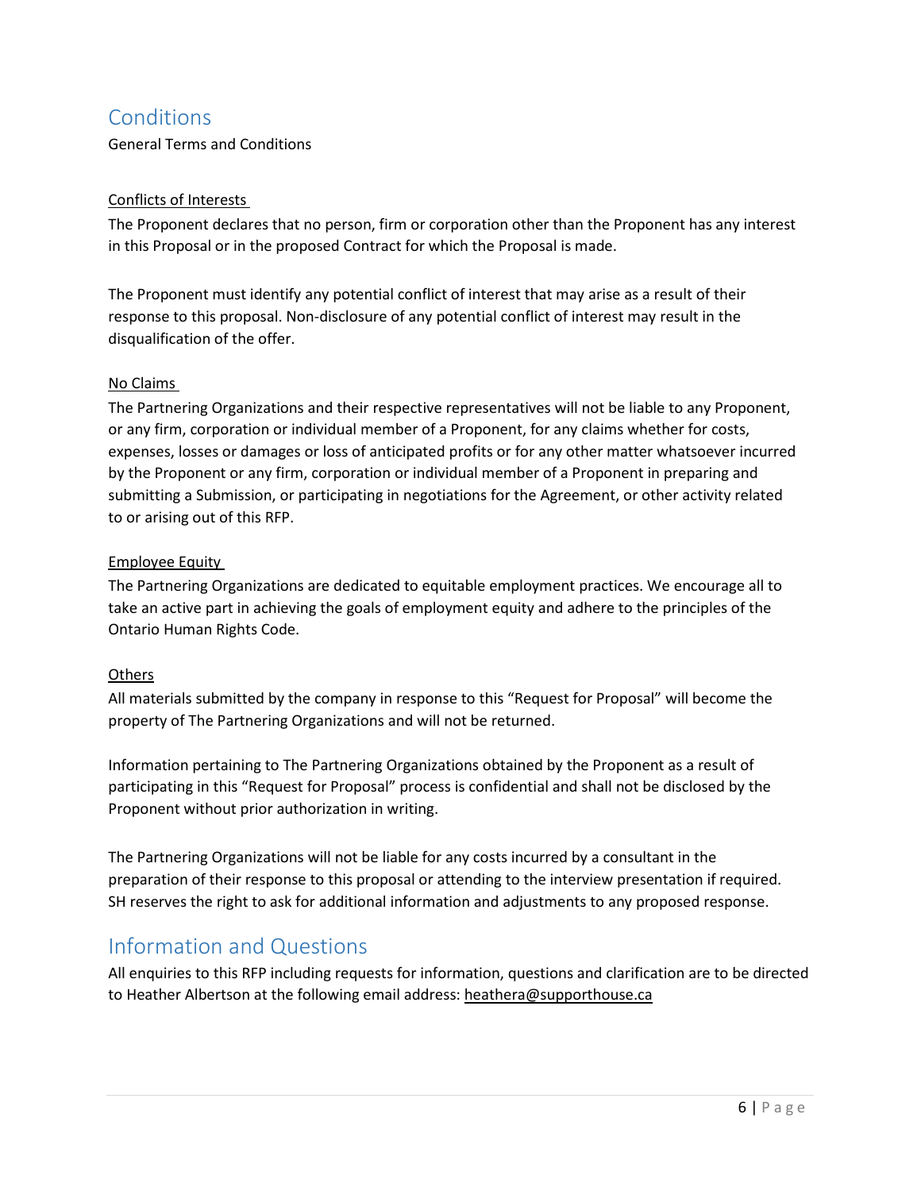## Conditions

General Terms and Conditions

<u>Conflicts of Interests</u>

The Proponent declares that no person, firm or corporation other than the Proponent has any interest in this Proposal or in the proposed Contract for which the Proposal is made.

The Proponent must identify any potential conflict of interest that may arise as a result of their response to this proposal. Non-disclosure of any potential conflict of interest may result in the disqualification of the offer.

<u>No Claims</u>

The Partnering Organizations and their respective representatives will not be liable to any Proponent, or any firm, corporation or individual member of a Proponent, for any claims whether for costs, expenses, losses or damages or loss of anticipated profits or for any other matter whatsoever incurred by the Proponent or any firm, corporation or individual member of a Proponent in preparing and submitting a Submission, or participating in negotiations for the Agreement, or other activity related to or arising out of this RFP.

<u>Employee Equity</u>

The Partnering Organizations are dedicated to equitable employment practices. We encourage all to take an active part in achieving the goals of employment equity and adhere to the principles of the Ontario Human Rights Code.

<u>Others</u>

All materials submitted by the company in response to this "Request for Proposal" will become the property of The Partnering Organizations and will not be returned.

Information pertaining to The Partnering Organizations obtained by the Proponent as a result of participating in this "Request for Proposal" process is confidential and shall not be disclosed by the Proponent without prior authorization in writing.

The Partnering Organizations will not be liable for any costs incurred by a consultant in the preparation of their response to this proposal or attending to the interview presentation if required. SH reserves the right to ask for additional information and adjustments to any proposed response.

## Information and Questions

All enquiries to this RFP including requests for information, questions and clarification are to be directed to Heather Albertson at the following email address: heathera@supporthouse.ca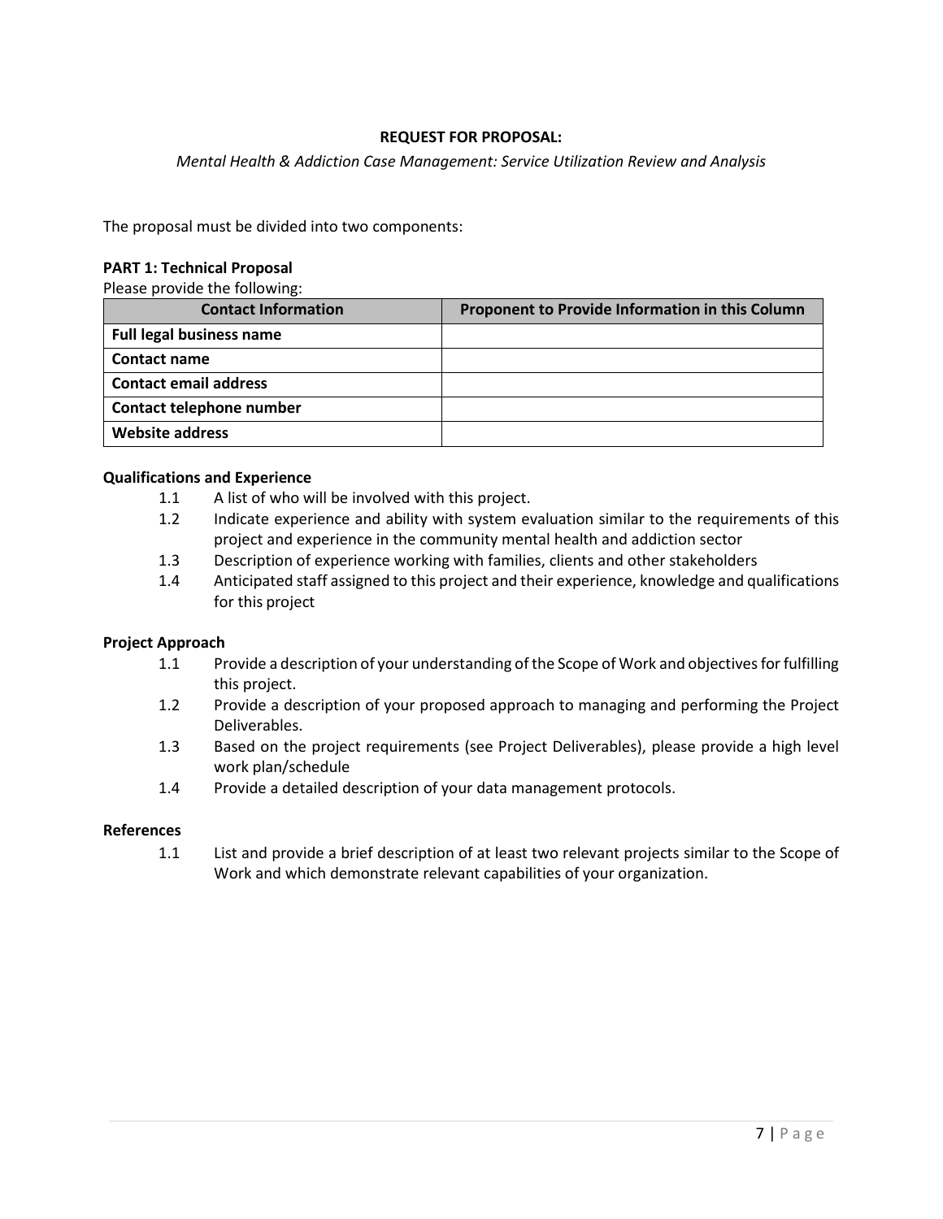**REQUEST FOR PROPOSAL:**

*Mental Health & Addiction Case Management: Service Utilization Review and Analysis*

The proposal must be divided into two components:

**PART 1: Technical Proposal**

Please provide the following:

| Contact Information | Proponent to Provide Information in this Column |
|---|---|
| **Full legal business name** | |
| **Contact name** | |
| **Contact email address** | |
| **Contact telephone number** | |
| **Website address** | |

**Qualifications and Experience**

1.1 A list of who will be involved with this project.

1.2 Indicate experience and ability with system evaluation similar to the requirements of this project and experience in the community mental health and addiction sector

1.3 Description of experience working with families, clients and other stakeholders

1.4 Anticipated staff assigned to this project and their experience, knowledge and qualifications for this project

**Project Approach**

1.1 Provide a description of your understanding of the Scope of Work and objectives for fulfilling this project.

1.2 Provide a description of your proposed approach to managing and performing the Project Deliverables.

1.3 Based on the project requirements (see Project Deliverables), please provide a high level work plan/schedule

1.4 Provide a detailed description of your data management protocols.

**References**

1.1 List and provide a brief description of at least two relevant projects similar to the Scope of Work and which demonstrate relevant capabilities of your organization.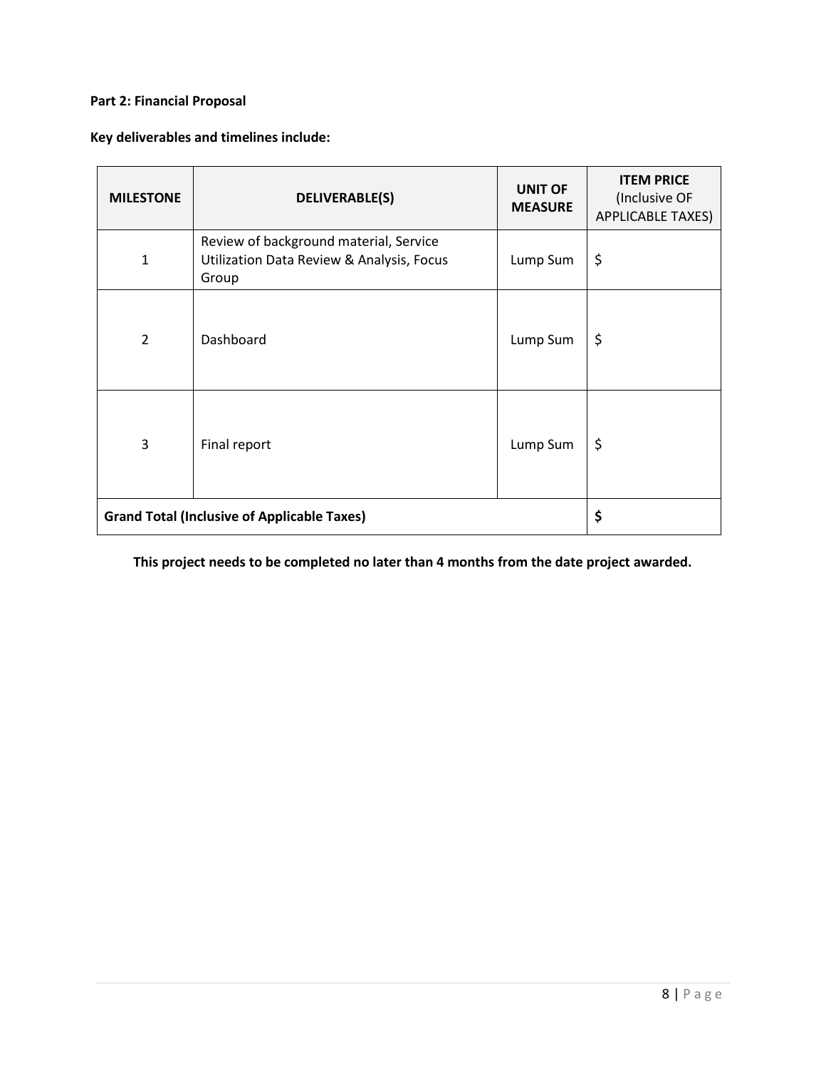**Part 2: Financial Proposal**

**Key deliverables and timelines include:**

| MILESTONE | DELIVERABLE(S) | UNIT OF MEASURE | ITEM PRICE (Inclusive OF APPLICABLE TAXES) |
|---|---|---|---|
| 1 | Review of background material, Service Utilization Data Review & Analysis, Focus Group | Lump Sum | $ |
| 2 | Dashboard | Lump Sum | $ |
| 3 | Final report | Lump Sum | $ |
| **Grand Total (Inclusive of Applicable Taxes)** | | | **$** |

**This project needs to be completed no later than 4 months from the date project awarded.**